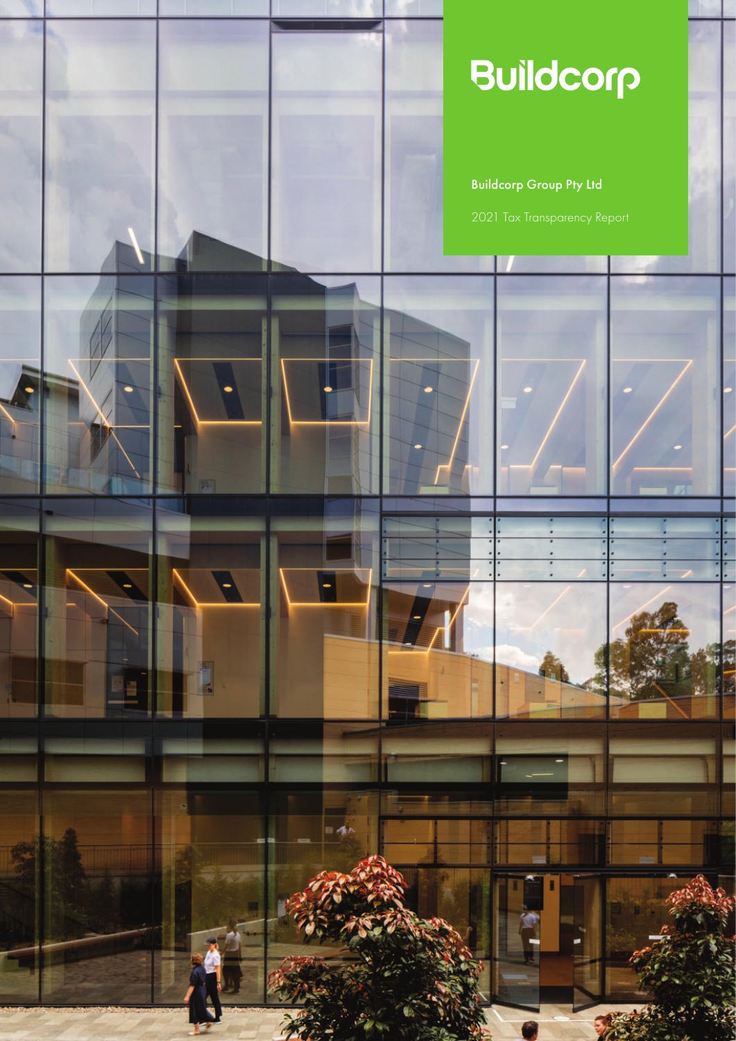# Buildcorp

## Buildcorp Group Pty Ltd

2021 Tax Transparency Report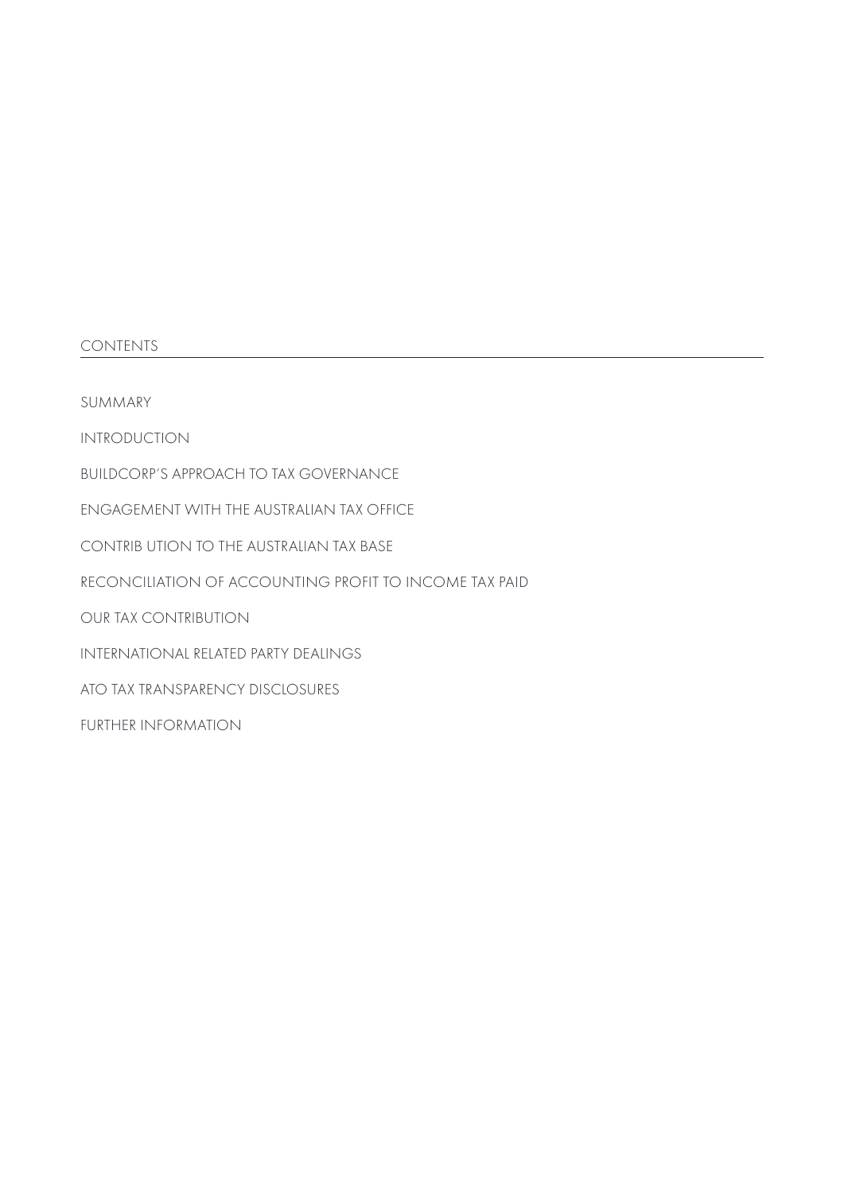## CONTENTS

SUMMARY

INTRODUCTION

BUILDCORP'S APPROACH TO TAX GOVERNANCE

ENGAGEMENT WITH THE AUSTRALIAN TAX OFFICE

CONTRIB UTION TO THE AUSTRALIAN TAX BASE

RECONCILIATION OF ACCOUNTING PROFIT TO INCOME TAX PAID

OUR TAX CONTRIBUTION

INTERNATIONAL RELATED PARTY DEALINGS

ATO TAX TRANSPARENCY DISCLOSURES

FURTHER INFORMATION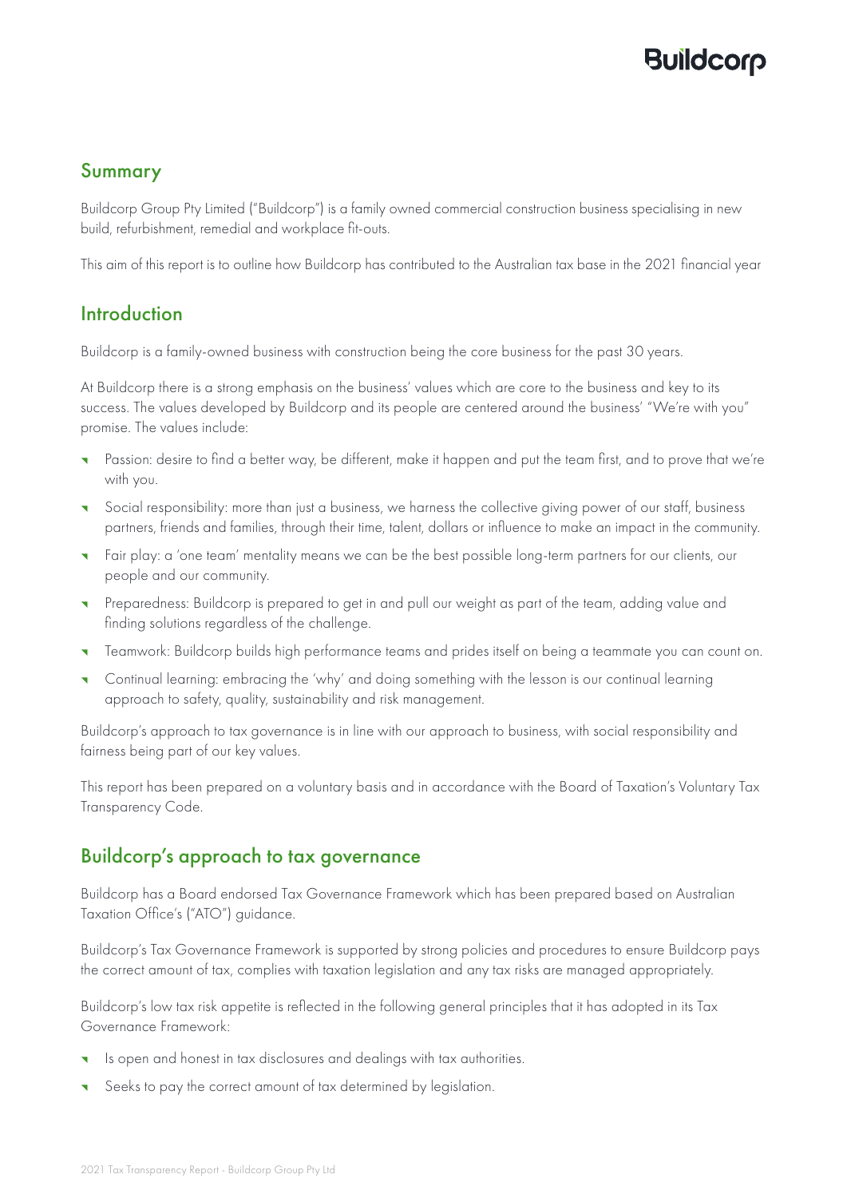## Summary

Buildcorp Group Pty Limited ("Buildcorp") is a family owned commercial construction business specialising in new build, refurbishment, remedial and workplace fit-outs.

This aim of this report is to outline how Buildcorp has contributed to the Australian tax base in the 2021 financial year

## Introduction

Buildcorp is a family-owned business with construction being the core business for the past 30 years.

At Buildcorp there is a strong emphasis on the business' values which are core to the business and key to its success. The values developed by Buildcorp and its people are centered around the business' "We're with you" promise. The values include:

- Passion: desire to find a better way, be different, make it happen and put the team first, and to prove that we're with you.
- Social responsibility: more than just a business, we harness the collective giving power of our staff, business partners, friends and families, through their time, talent, dollars or influence to make an impact in the community.
- Fair play: a 'one team' mentality means we can be the best possible long-term partners for our clients, our people and our community.
- Preparedness: Buildcorp is prepared to get in and pull our weight as part of the team, adding value and finding solutions regardless of the challenge.
- Teamwork: Buildcorp builds high performance teams and prides itself on being a teammate you can count on.
- Continual learning: embracing the 'why' and doing something with the lesson is our continual learning approach to safety, quality, sustainability and risk management.

Buildcorp's approach to tax governance is in line with our approach to business, with social responsibility and fairness being part of our key values.

This report has been prepared on a voluntary basis and in accordance with the Board of Taxation's Voluntary Tax Transparency Code.

## Buildcorp's approach to tax governance

Buildcorp has a Board endorsed Tax Governance Framework which has been prepared based on Australian Taxation Office's ("ATO") guidance.

Buildcorp's Tax Governance Framework is supported by strong policies and procedures to ensure Buildcorp pays the correct amount of tax, complies with taxation legislation and any tax risks are managed appropriately.

Buildcorp's low tax risk appetite is reflected in the following general principles that it has adopted in its Tax Governance Framework:

- Is open and honest in tax disclosures and dealings with tax authorities.
- Seeks to pay the correct amount of tax determined by legislation.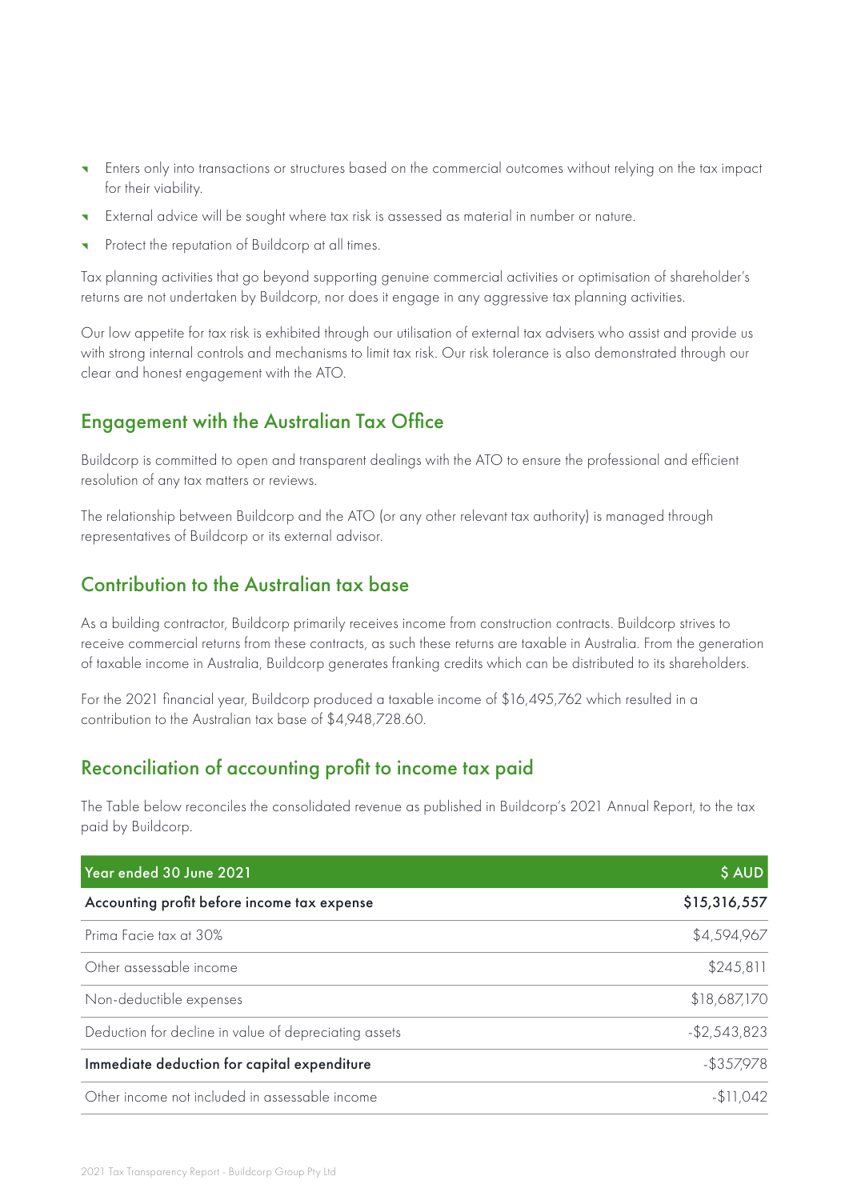- Enters only into transactions or structures based on the commercial outcomes without relying on the tax impact for their viability.
- External advice will be sought where tax risk is assessed as material in number or nature.
- Protect the reputation of Buildcorp at all times.

Tax planning activities that go beyond supporting genuine commercial activities or optimisation of shareholder's returns are not undertaken by Buildcorp, nor does it engage in any aggressive tax planning activities.

Our low appetite for tax risk is exhibited through our utilisation of external tax advisers who assist and provide us with strong internal controls and mechanisms to limit tax risk. Our risk tolerance is also demonstrated through our clear and honest engagement with the ATO.

## Engagement with the Australian Tax Office

Buildcorp is committed to open and transparent dealings with the ATO to ensure the professional and efficient resolution of any tax matters or reviews.

The relationship between Buildcorp and the ATO (or any other relevant tax authority) is managed through representatives of Buildcorp or its external advisor.

## Contribution to the Australian tax base

As a building contractor, Buildcorp primarily receives income from construction contracts. Buildcorp strives to receive commercial returns from these contracts, as such these returns are taxable in Australia. From the generation of taxable income in Australia, Buildcorp generates franking credits which can be distributed to its shareholders.

For the 2021 financial year, Buildcorp produced a taxable income of $16,495,762 which resulted in a contribution to the Australian tax base of $4,948,728.60.

## Reconciliation of accounting profit to income tax paid

The Table below reconciles the consolidated revenue as published in Buildcorp's 2021 Annual Report, to the tax paid by Buildcorp.

| Year ended 30 June 2021 | $ AUD |
|---|---|
| **Accounting profit before income tax expense** | **$15,316,557** |
| Prima Facie tax at 30% | $4,594,967 |
| Other assessable income | $245,811 |
| Non-deductible expenses | $18,687,170 |
| Deduction for decline in value of depreciating assets | -$2,543,823 |
| **Immediate deduction for capital expenditure** | -$357,978 |
| Other income not included in assessable income | -$11,042 |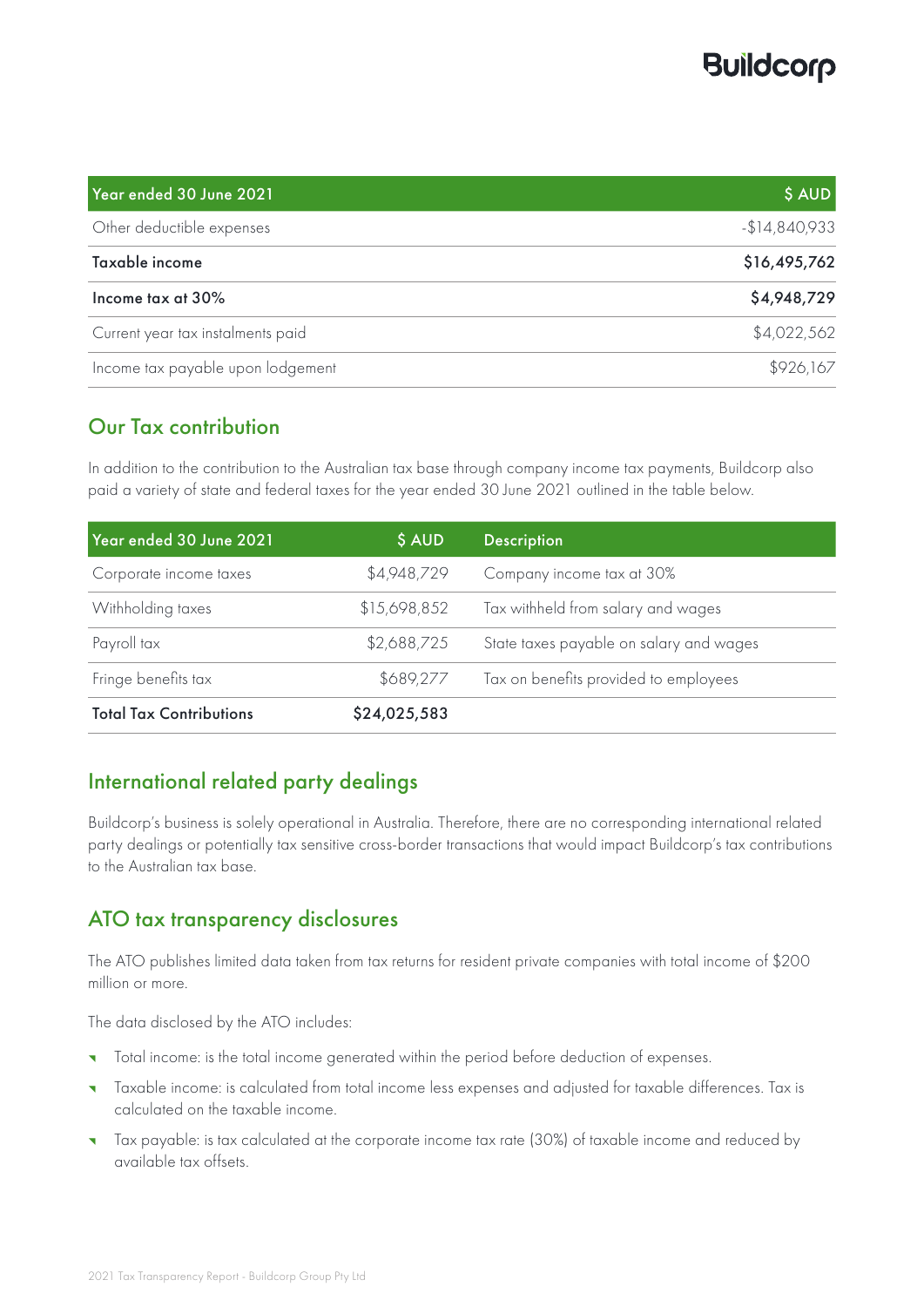| Year ended 30 June 2021 | $ AUD |
| --- | --- |
| Other deductible expenses | -$14,840,933 |
| **Taxable income** | **$16,495,762** |
| **Income tax at 30%** | **$4,948,729** |
| Current year tax instalments paid | $4,022,562 |
| Income tax payable upon lodgement | $926,167 |

## Our Tax contribution

In addition to the contribution to the Australian tax base through company income tax payments, Buildcorp also paid a variety of state and federal taxes for the year ended 30 June 2021 outlined in the table below.

| Year ended 30 June 2021 | $ AUD | Description |
| --- | --- | --- |
| Corporate income taxes | $4,948,729 | Company income tax at 30% |
| Withholding taxes | $15,698,852 | Tax withheld from salary and wages |
| Payroll tax | $2,688,725 | State taxes payable on salary and wages |
| Fringe benefits tax | $689,277 | Tax on benefits provided to employees |
| **Total Tax Contributions** | **$24,025,583** | |

## International related party dealings

Buildcorp's business is solely operational in Australia. Therefore, there are no corresponding international related party dealings or potentially tax sensitive cross-border transactions that would impact Buildcorp's tax contributions to the Australian tax base.

## ATO tax transparency disclosures

The ATO publishes limited data taken from tax returns for resident private companies with total income of $200 million or more.

The data disclosed by the ATO includes:

- Total income: is the total income generated within the period before deduction of expenses.
- Taxable income: is calculated from total income less expenses and adjusted for taxable differences. Tax is calculated on the taxable income.
- Tax payable: is tax calculated at the corporate income tax rate (30%) of taxable income and reduced by available tax offsets.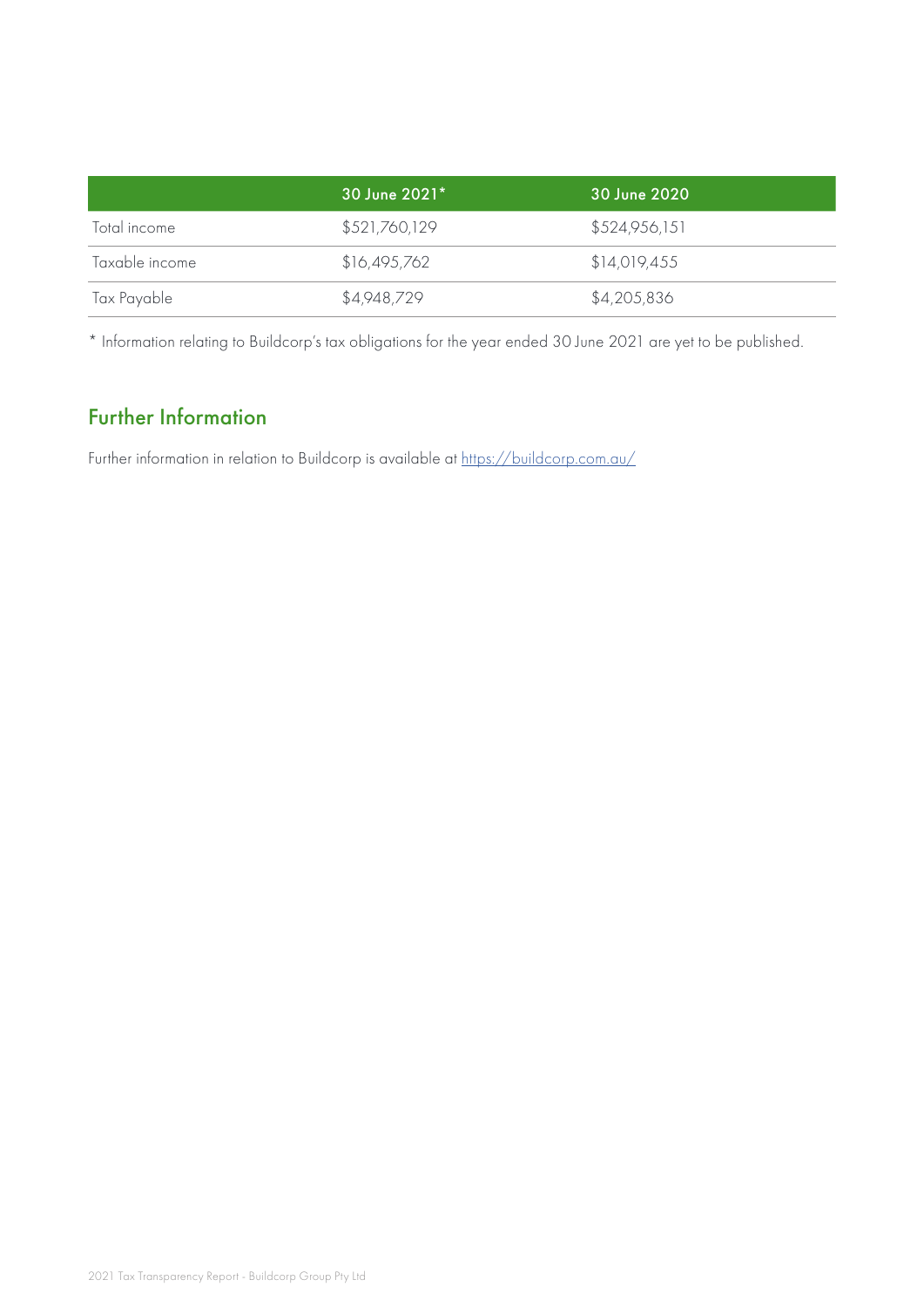| | 30 June 2021* | 30 June 2020 |
|---|---|---|
| Total income | $521,760,129 | $524,956,151 |
| Taxable income | $16,495,762 | $14,019,455 |
| Tax Payable | $4,948,729 | $4,205,836 |

* Information relating to Buildcorp's tax obligations for the year ended 30 June 2021 are yet to be published.

## Further Information

Further information in relation to Buildcorp is available at https://buildcorp.com.au/